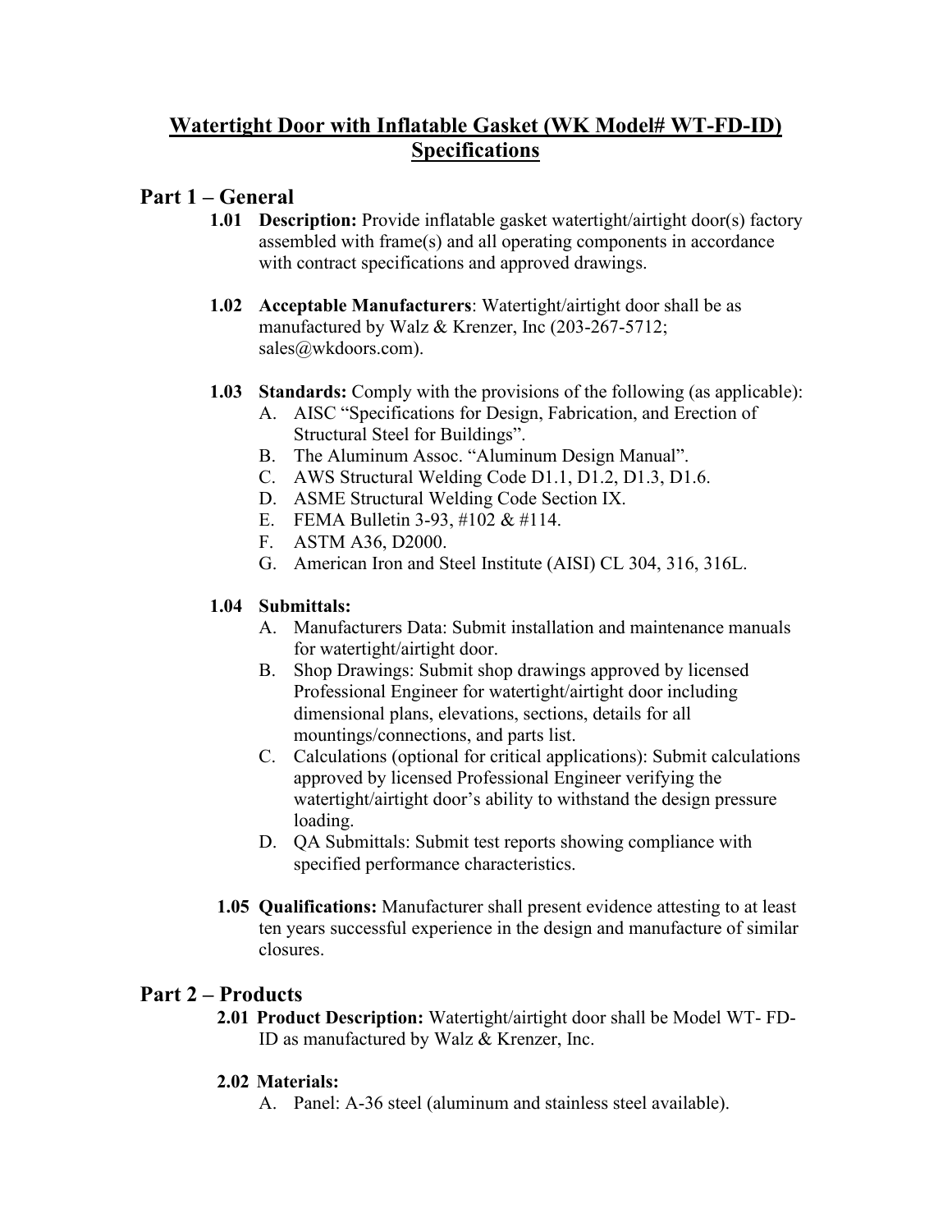# Watertight Door with Inflatable Gasket (WK Model# WT-FD-ID) Specifications

## Part 1 – General

**1.01 Description:** Provide inflatable gasket watertight/airtight door(s) factory assembled with frame(s) and all operating components in accordance with contract specifications and approved drawings.

**1.02 Acceptable Manufacturers**: Watertight/airtight door shall be as manufactured by Walz & Krenzer, Inc (203-267-5712; sales@wkdoors.com).

**1.03 Standards:** Comply with the provisions of the following (as applicable):

A. AISC "Specifications for Design, Fabrication, and Erection of Structural Steel for Buildings".
B. The Aluminum Assoc. "Aluminum Design Manual".
C. AWS Structural Welding Code D1.1, D1.2, D1.3, D1.6.
D. ASME Structural Welding Code Section IX.
E. FEMA Bulletin 3-93, #102 & #114.
F. ASTM A36, D2000.
G. American Iron and Steel Institute (AISI) CL 304, 316, 316L.

**1.04 Submittals:**

A. Manufacturers Data: Submit installation and maintenance manuals for watertight/airtight door.
B. Shop Drawings: Submit shop drawings approved by licensed Professional Engineer for watertight/airtight door including dimensional plans, elevations, sections, details for all mountings/connections, and parts list.
C. Calculations (optional for critical applications): Submit calculations approved by licensed Professional Engineer verifying the watertight/airtight door's ability to withstand the design pressure loading.
D. QA Submittals: Submit test reports showing compliance with specified performance characteristics.

**1.05 Qualifications:** Manufacturer shall present evidence attesting to at least ten years successful experience in the design and manufacture of similar closures.

## Part 2 – Products

**2.01 Product Description:** Watertight/airtight door shall be Model WT- FD-ID as manufactured by Walz & Krenzer, Inc.

**2.02 Materials:**

A. Panel: A-36 steel (aluminum and stainless steel available).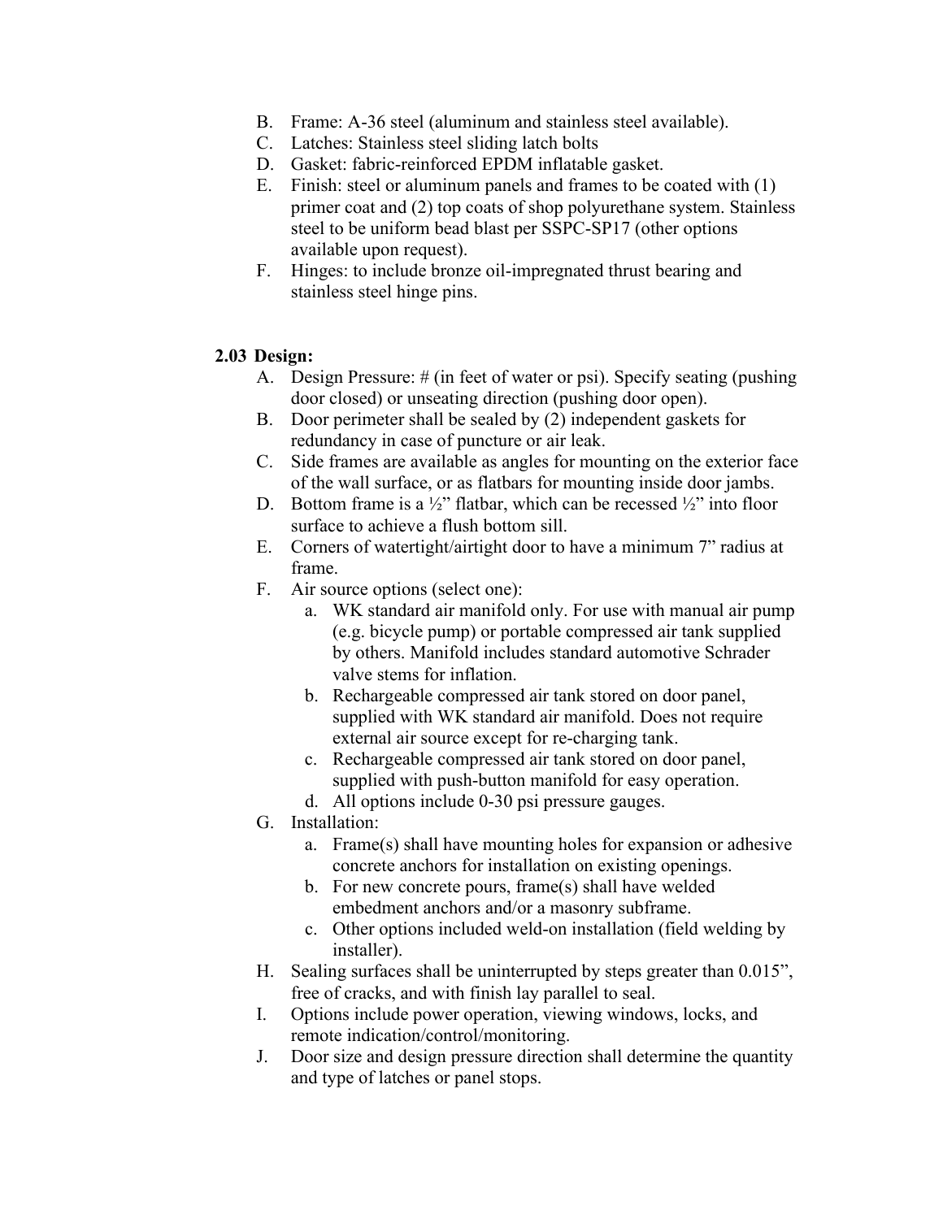B. Frame: A-36 steel (aluminum and stainless steel available).
C. Latches: Stainless steel sliding latch bolts
D. Gasket: fabric-reinforced EPDM inflatable gasket.
E. Finish: steel or aluminum panels and frames to be coated with (1) primer coat and (2) top coats of shop polyurethane system. Stainless steel to be uniform bead blast per SSPC-SP17 (other options available upon request).
F. Hinges: to include bronze oil-impregnated thrust bearing and stainless steel hinge pins.

**2.03 Design:**

A. Design Pressure: # (in feet of water or psi). Specify seating (pushing door closed) or unseating direction (pushing door open).
B. Door perimeter shall be sealed by (2) independent gaskets for redundancy in case of puncture or air leak.
C. Side frames are available as angles for mounting on the exterior face of the wall surface, or as flatbars for mounting inside door jambs.
D. Bottom frame is a ½" flatbar, which can be recessed ½" into floor surface to achieve a flush bottom sill.
E. Corners of watertight/airtight door to have a minimum 7" radius at frame.
F. Air source options (select one):
   a. WK standard air manifold only. For use with manual air pump (e.g. bicycle pump) or portable compressed air tank supplied by others. Manifold includes standard automotive Schrader valve stems for inflation.
   b. Rechargeable compressed air tank stored on door panel, supplied with WK standard air manifold. Does not require external air source except for re-charging tank.
   c. Rechargeable compressed air tank stored on door panel, supplied with push-button manifold for easy operation.
   d. All options include 0-30 psi pressure gauges.
G. Installation:
   a. Frame(s) shall have mounting holes for expansion or adhesive concrete anchors for installation on existing openings.
   b. For new concrete pours, frame(s) shall have welded embedment anchors and/or a masonry subframe.
   c. Other options included weld-on installation (field welding by installer).
H. Sealing surfaces shall be uninterrupted by steps greater than 0.015", free of cracks, and with finish lay parallel to seal.
I. Options include power operation, viewing windows, locks, and remote indication/control/monitoring.
J. Door size and design pressure direction shall determine the quantity and type of latches or panel stops.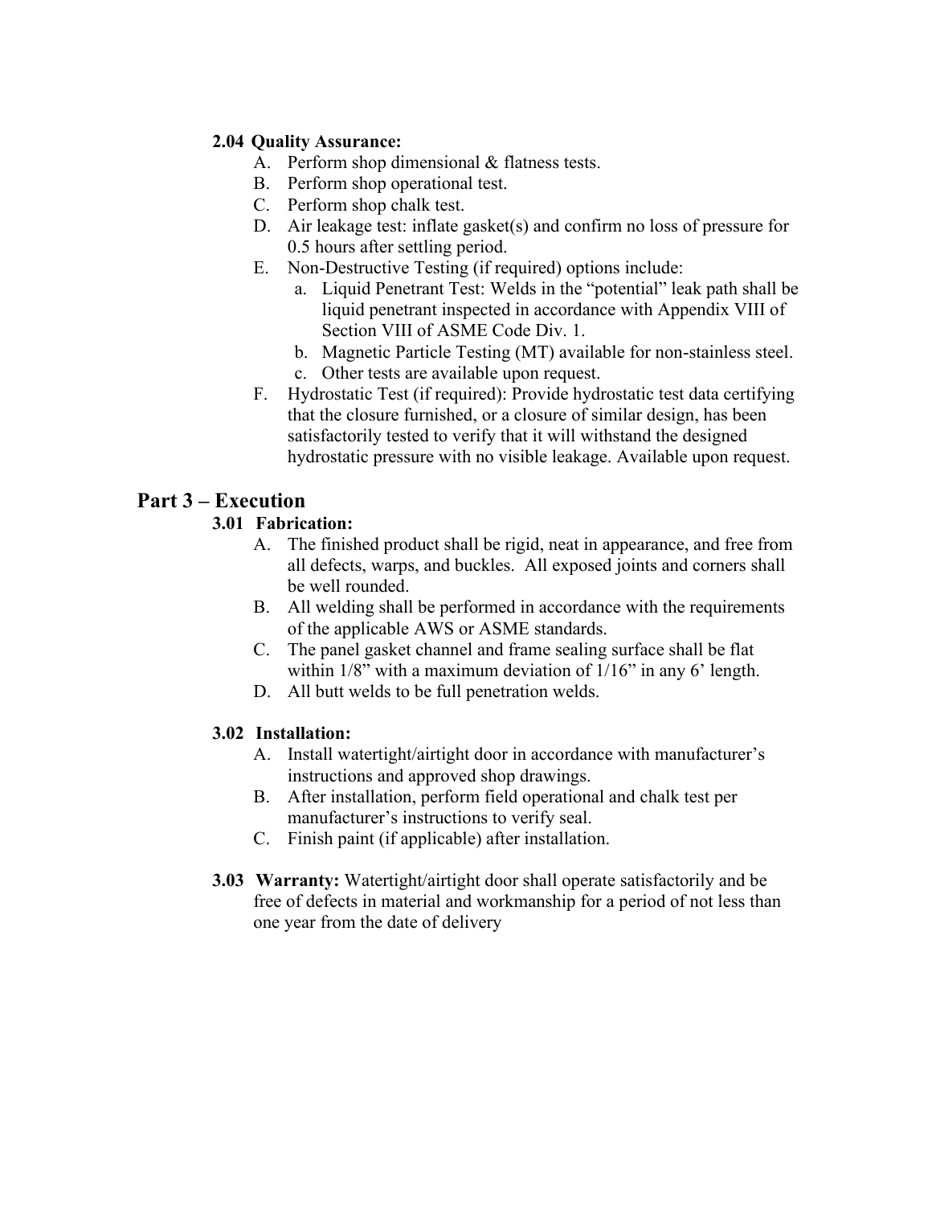### 2.04 Quality Assurance:

A. Perform shop dimensional & flatness tests.
B. Perform shop operational test.
C. Perform shop chalk test.
D. Air leakage test: inflate gasket(s) and confirm no loss of pressure for 0.5 hours after settling period.
E. Non-Destructive Testing (if required) options include:
   a. Liquid Penetrant Test: Welds in the "potential" leak path shall be liquid penetrant inspected in accordance with Appendix VIII of Section VIII of ASME Code Div. 1.
   b. Magnetic Particle Testing (MT) available for non-stainless steel.
   c. Other tests are available upon request.
F. Hydrostatic Test (if required): Provide hydrostatic test data certifying that the closure furnished, or a closure of similar design, has been satisfactorily tested to verify that it will withstand the designed hydrostatic pressure with no visible leakage. Available upon request.

## Part 3 – Execution

### 3.01 Fabrication:

A. The finished product shall be rigid, neat in appearance, and free from all defects, warps, and buckles. All exposed joints and corners shall be well rounded.
B. All welding shall be performed in accordance with the requirements of the applicable AWS or ASME standards.
C. The panel gasket channel and frame sealing surface shall be flat within 1/8" with a maximum deviation of 1/16" in any 6' length.
D. All butt welds to be full penetration welds.

### 3.02 Installation:

A. Install watertight/airtight door in accordance with manufacturer's instructions and approved shop drawings.
B. After installation, perform field operational and chalk test per manufacturer's instructions to verify seal.
C. Finish paint (if applicable) after installation.

**3.03 Warranty:** Watertight/airtight door shall operate satisfactorily and be free of defects in material and workmanship for a period of not less than one year from the date of delivery